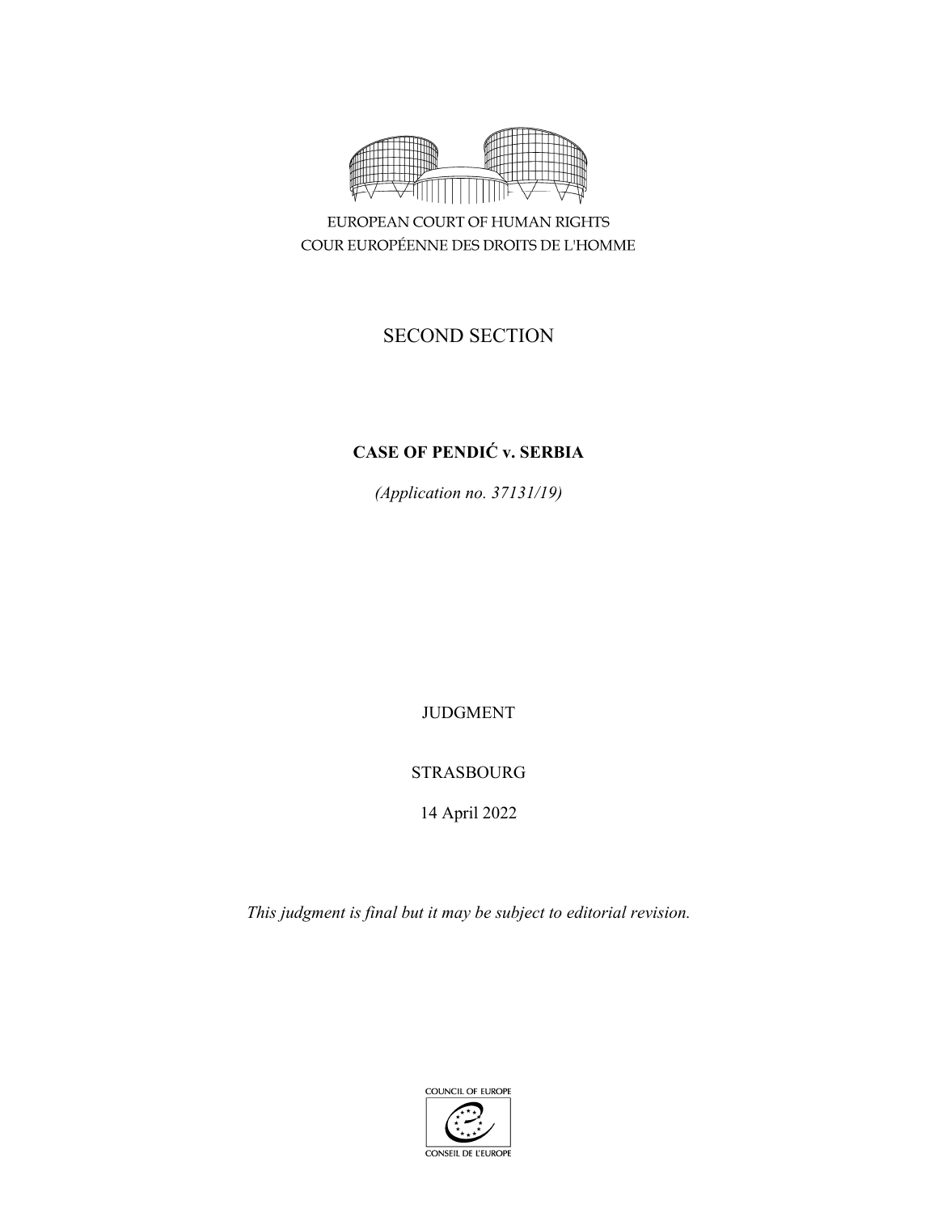EUROPEAN COURT OF HUMAN RIGHTS
COUR EUROPÉENNE DES DROITS DE L'HOMME

SECOND SECTION

**CASE OF PENDIĆ v. SERBIA**

*(Application no. 37131/19)*

JUDGMENT

STRASBOURG

14 April 2022

*This judgment is final but it may be subject to editorial revision.*

COUNCIL OF EUROPE
CONSEIL DE L'EUROPE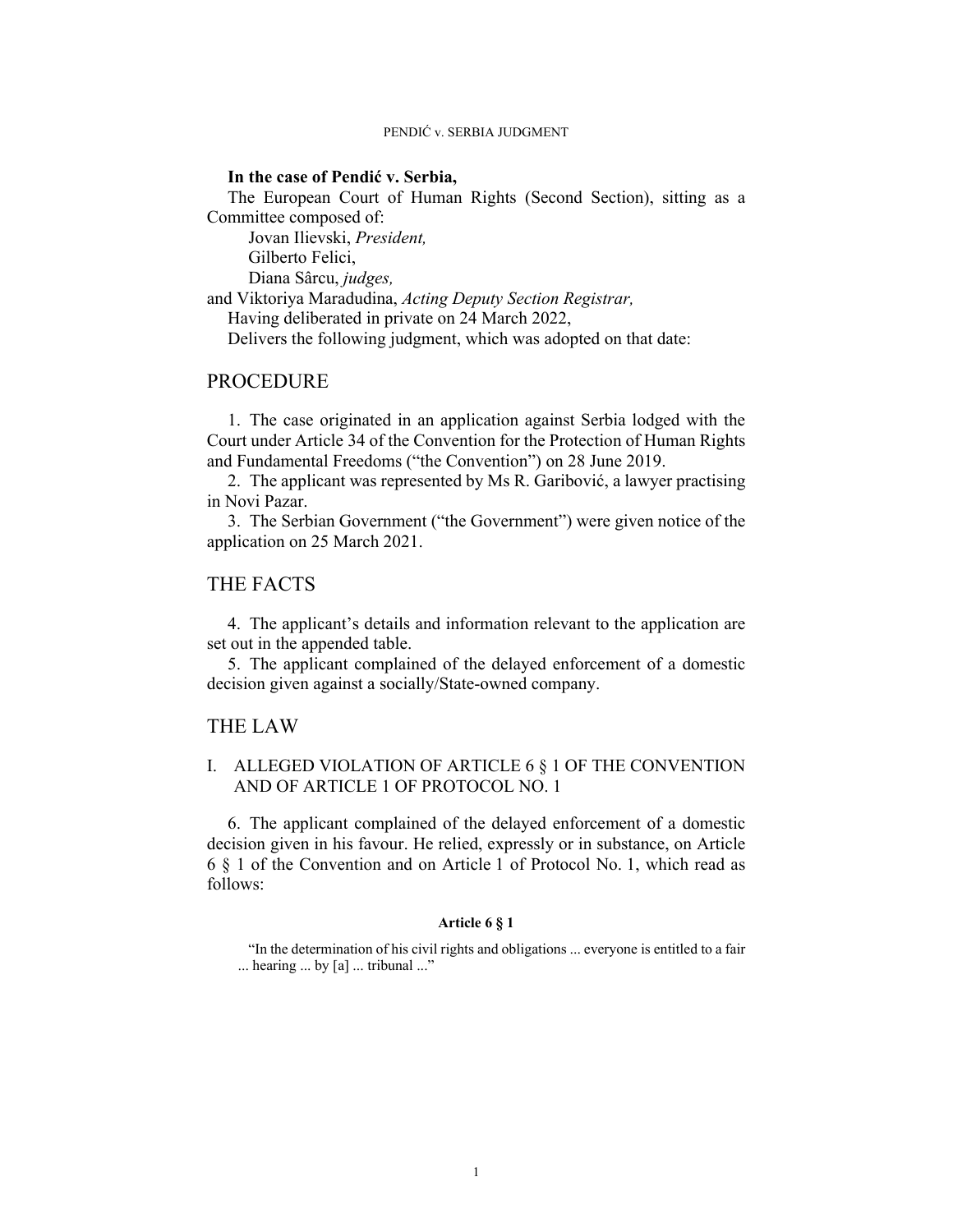**In the case of Pendić v. Serbia,**

The European Court of Human Rights (Second Section), sitting as a Committee composed of:

Jovan Ilievski, *President,*
Gilberto Felici,
Diana Sârcu, *judges,*
and Viktoriya Maradudina, *Acting Deputy Section Registrar,*

Having deliberated in private on 24 March 2022,

Delivers the following judgment, which was adopted on that date:

# PROCEDURE

1. The case originated in an application against Serbia lodged with the Court under Article 34 of the Convention for the Protection of Human Rights and Fundamental Freedoms ("the Convention") on 28 June 2019.

2. The applicant was represented by Ms R. Garibović, a lawyer practising in Novi Pazar.

3. The Serbian Government ("the Government") were given notice of the application on 25 March 2021.

# THE FACTS

4. The applicant's details and information relevant to the application are set out in the appended table.

5. The applicant complained of the delayed enforcement of a domestic decision given against a socially/State-owned company.

# THE LAW

## I. ALLEGED VIOLATION OF ARTICLE 6 § 1 OF THE CONVENTION AND OF ARTICLE 1 OF PROTOCOL NO. 1

6. The applicant complained of the delayed enforcement of a domestic decision given in his favour. He relied, expressly or in substance, on Article 6 § 1 of the Convention and on Article 1 of Protocol No. 1, which read as follows:

**Article 6 § 1**

"In the determination of his civil rights and obligations ... everyone is entitled to a fair ... hearing ... by [a] ... tribunal ..."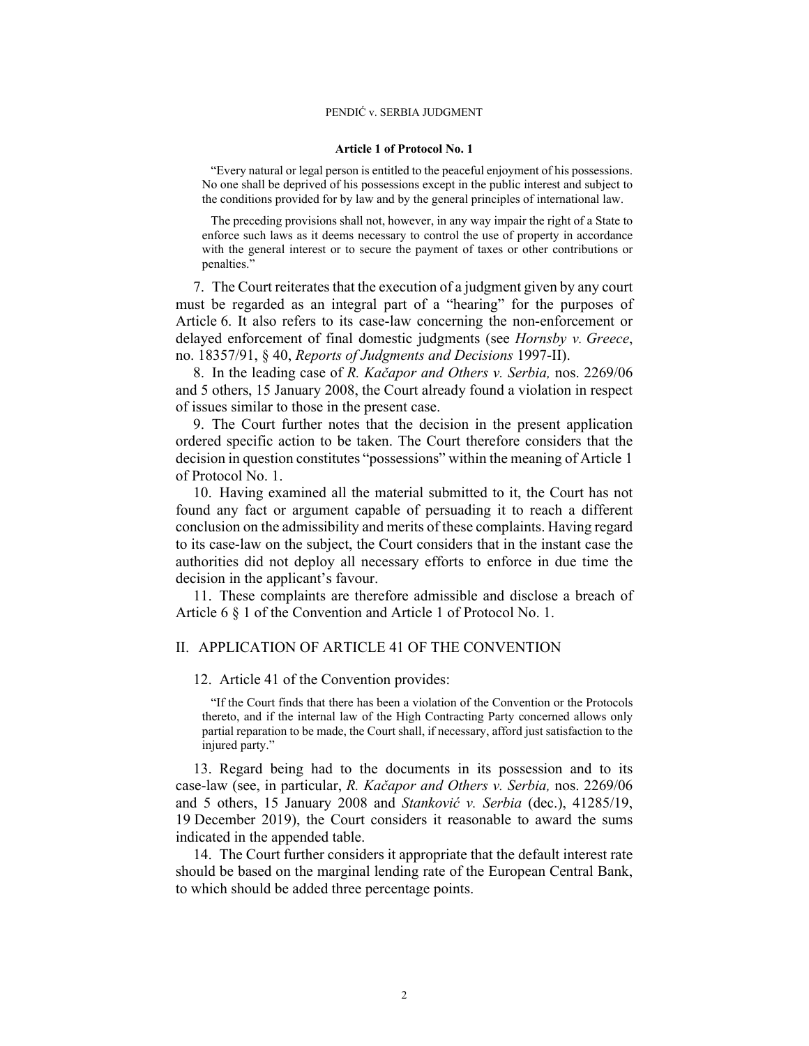**Article 1 of Protocol No. 1**

> "Every natural or legal person is entitled to the peaceful enjoyment of his possessions. No one shall be deprived of his possessions except in the public interest and subject to the conditions provided for by law and by the general principles of international law.
>
> The preceding provisions shall not, however, in any way impair the right of a State to enforce such laws as it deems necessary to control the use of property in accordance with the general interest or to secure the payment of taxes or other contributions or penalties."

7. The Court reiterates that the execution of a judgment given by any court must be regarded as an integral part of a "hearing" for the purposes of Article 6. It also refers to its case-law concerning the non-enforcement or delayed enforcement of final domestic judgments (see *Hornsby v. Greece*, no. 18357/91, § 40, *Reports of Judgments and Decisions* 1997-II).

8. In the leading case of *R. Kačapor and Others v. Serbia,* nos. 2269/06 and 5 others, 15 January 2008, the Court already found a violation in respect of issues similar to those in the present case.

9. The Court further notes that the decision in the present application ordered specific action to be taken. The Court therefore considers that the decision in question constitutes "possessions" within the meaning of Article 1 of Protocol No. 1.

10. Having examined all the material submitted to it, the Court has not found any fact or argument capable of persuading it to reach a different conclusion on the admissibility and merits of these complaints. Having regard to its case-law on the subject, the Court considers that in the instant case the authorities did not deploy all necessary efforts to enforce in due time the decision in the applicant's favour.

11. These complaints are therefore admissible and disclose a breach of Article 6 § 1 of the Convention and Article 1 of Protocol No. 1.

## II. APPLICATION OF ARTICLE 41 OF THE CONVENTION

12. Article 41 of the Convention provides:

> "If the Court finds that there has been a violation of the Convention or the Protocols thereto, and if the internal law of the High Contracting Party concerned allows only partial reparation to be made, the Court shall, if necessary, afford just satisfaction to the injured party."

13. Regard being had to the documents in its possession and to its case-law (see, in particular, *R. Kačapor and Others v. Serbia,* nos. 2269/06 and 5 others, 15 January 2008 and *Stanković v. Serbia* (dec.), 41285/19, 19 December 2019), the Court considers it reasonable to award the sums indicated in the appended table.

14. The Court further considers it appropriate that the default interest rate should be based on the marginal lending rate of the European Central Bank, to which should be added three percentage points.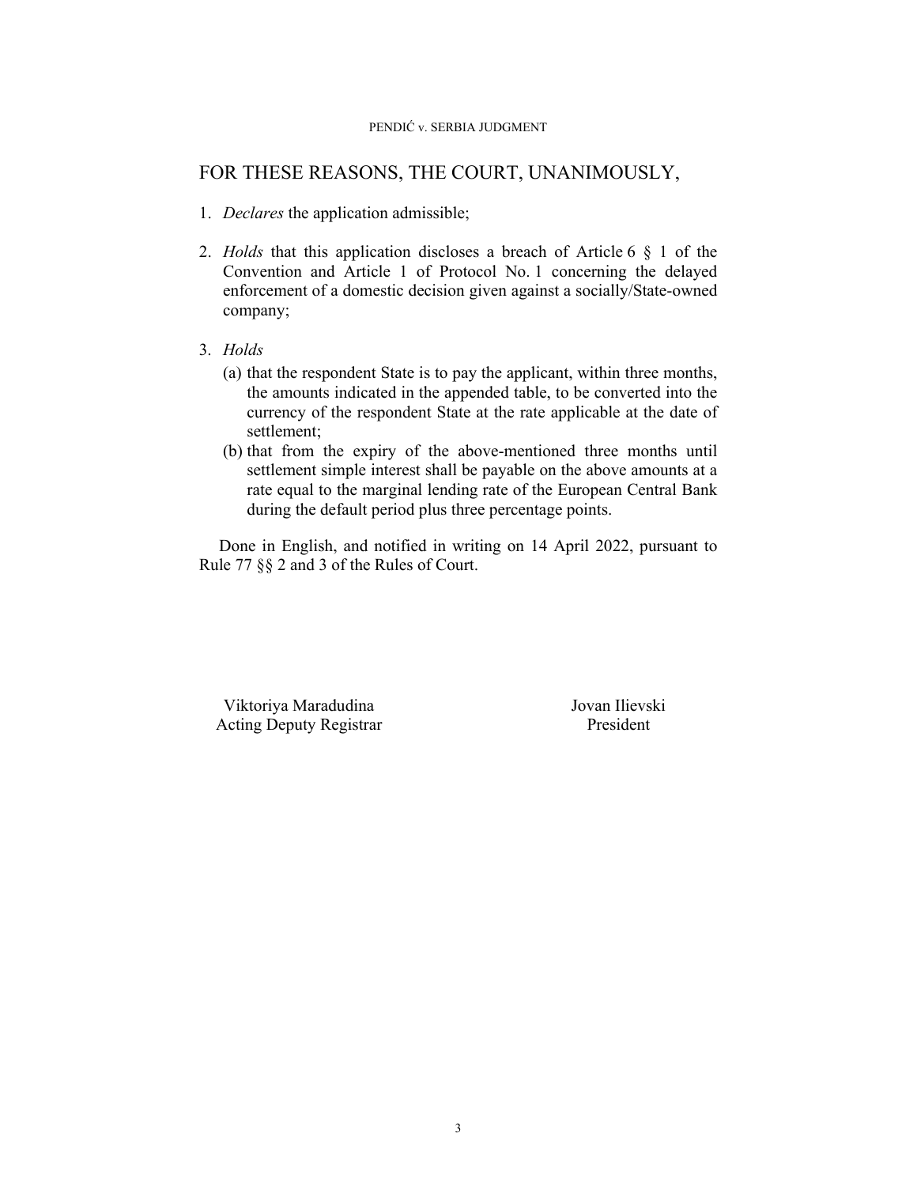## FOR THESE REASONS, THE COURT, UNANIMOUSLY,

1. *Declares* the application admissible;

2. *Holds* that this application discloses a breach of Article 6 § 1 of the Convention and Article 1 of Protocol No. 1 concerning the delayed enforcement of a domestic decision given against a socially/State-owned company;

3. *Holds*
   (a) that the respondent State is to pay the applicant, within three months, the amounts indicated in the appended table, to be converted into the currency of the respondent State at the rate applicable at the date of settlement;
   (b) that from the expiry of the above-mentioned three months until settlement simple interest shall be payable on the above amounts at a rate equal to the marginal lending rate of the European Central Bank during the default period plus three percentage points.

Done in English, and notified in writing on 14 April 2022, pursuant to Rule 77 §§ 2 and 3 of the Rules of Court.

Viktoriya Maradudina
Acting Deputy Registrar

Jovan Ilievski
President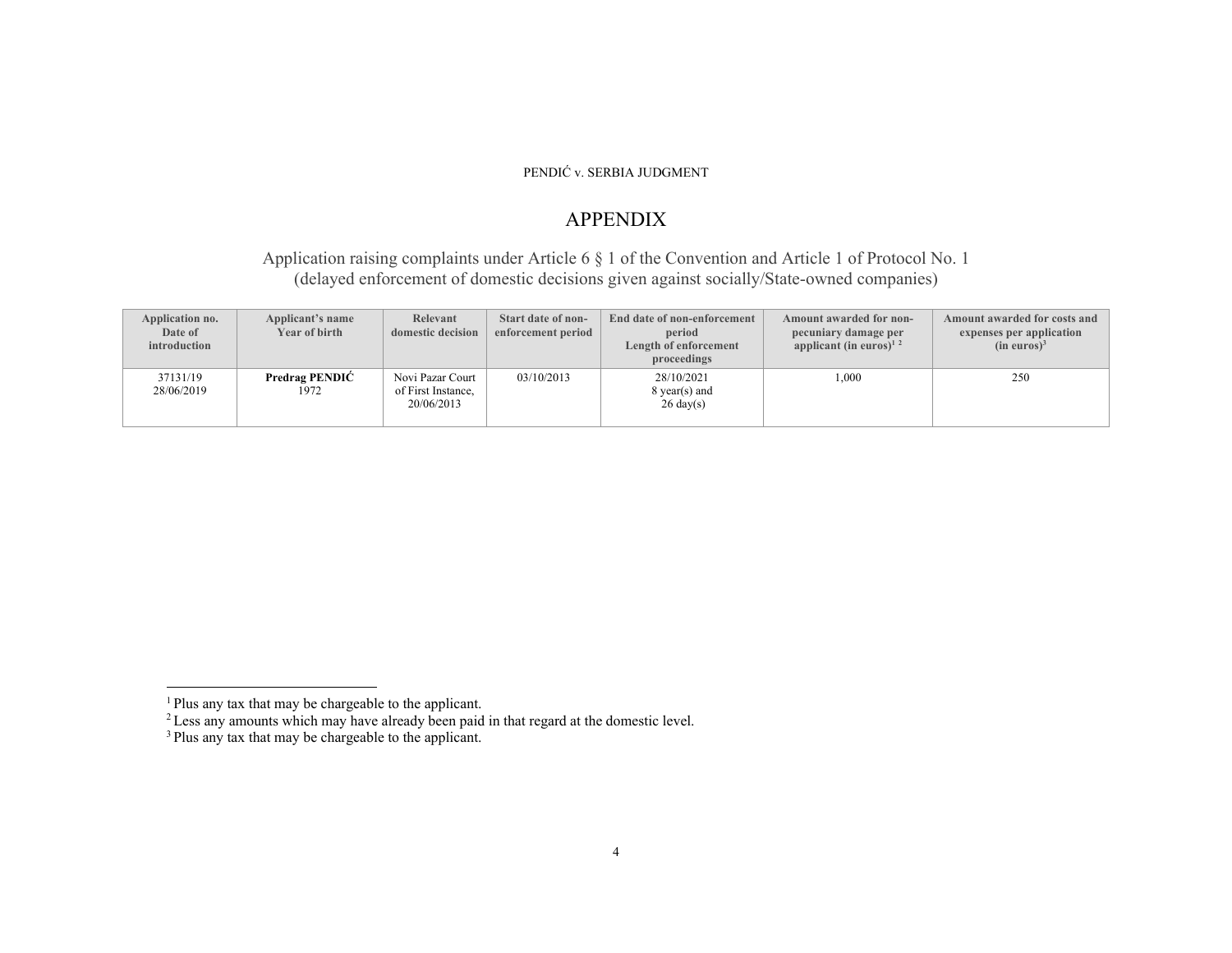# APPENDIX

Application raising complaints under Article 6 § 1 of the Convention and Article 1 of Protocol No. 1
(delayed enforcement of domestic decisions given against socially/State-owned companies)

| Application no. Date of introduction | Applicant's name Year of birth | Relevant domestic decision | Start date of non-enforcement period | End date of non-enforcement period Length of enforcement proceedings | Amount awarded for non-pecuniary damage per applicant (in euros)[1] [2] | Amount awarded for costs and expenses per application (in euros)[3] |
|---|---|---|---|---|---|---|
| 37131/19 28/06/2019 | **Predrag PENDIĆ** 1972 | Novi Pazar Court of First Instance, 20/06/2013 | 03/10/2013 | 28/10/2021 8 year(s) and 26 day(s) | 1,000 | 250 |

[1] Plus any tax that may be chargeable to the applicant.
[2] Less any amounts which may have already been paid in that regard at the domestic level.
[3] Plus any tax that may be chargeable to the applicant.